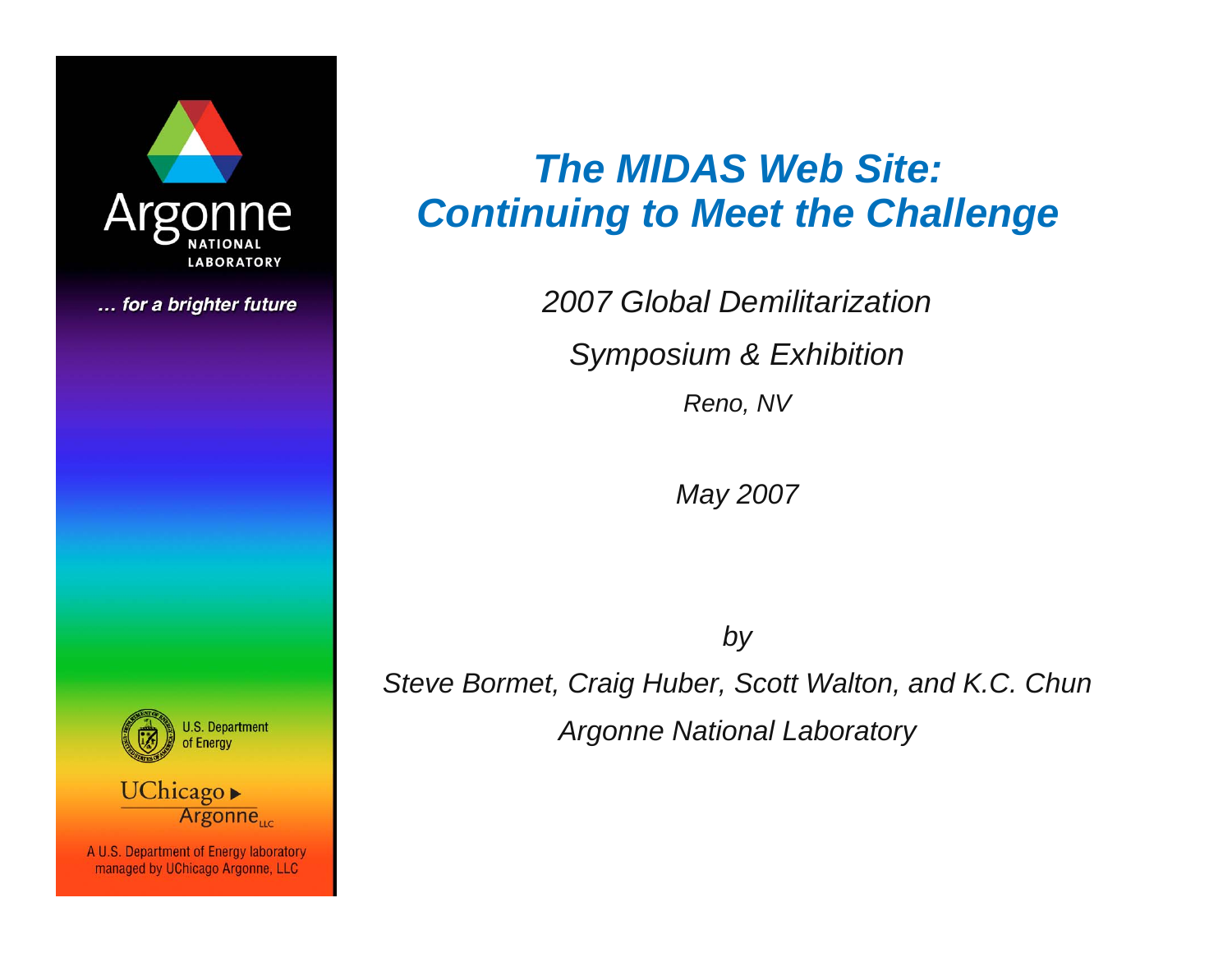# *The MIDAS Web Site: Continuing to Meet the Challenge*

*2007 Global Demilitarization*

*Symposium & Exhibition*

*Reno, NV*

*May 2007*

*by*

*Steve Bormet, Craig Huber, Scott Walton, and K.C. Chun*

*Argonne National Laboratory*

Argonne NATIONAL LABORATORY

*... for a brighter future*

U.S. Department of Energy

UChicago Argonne LLC

A U.S. Department of Energy laboratory managed by UChicago Argonne, LLC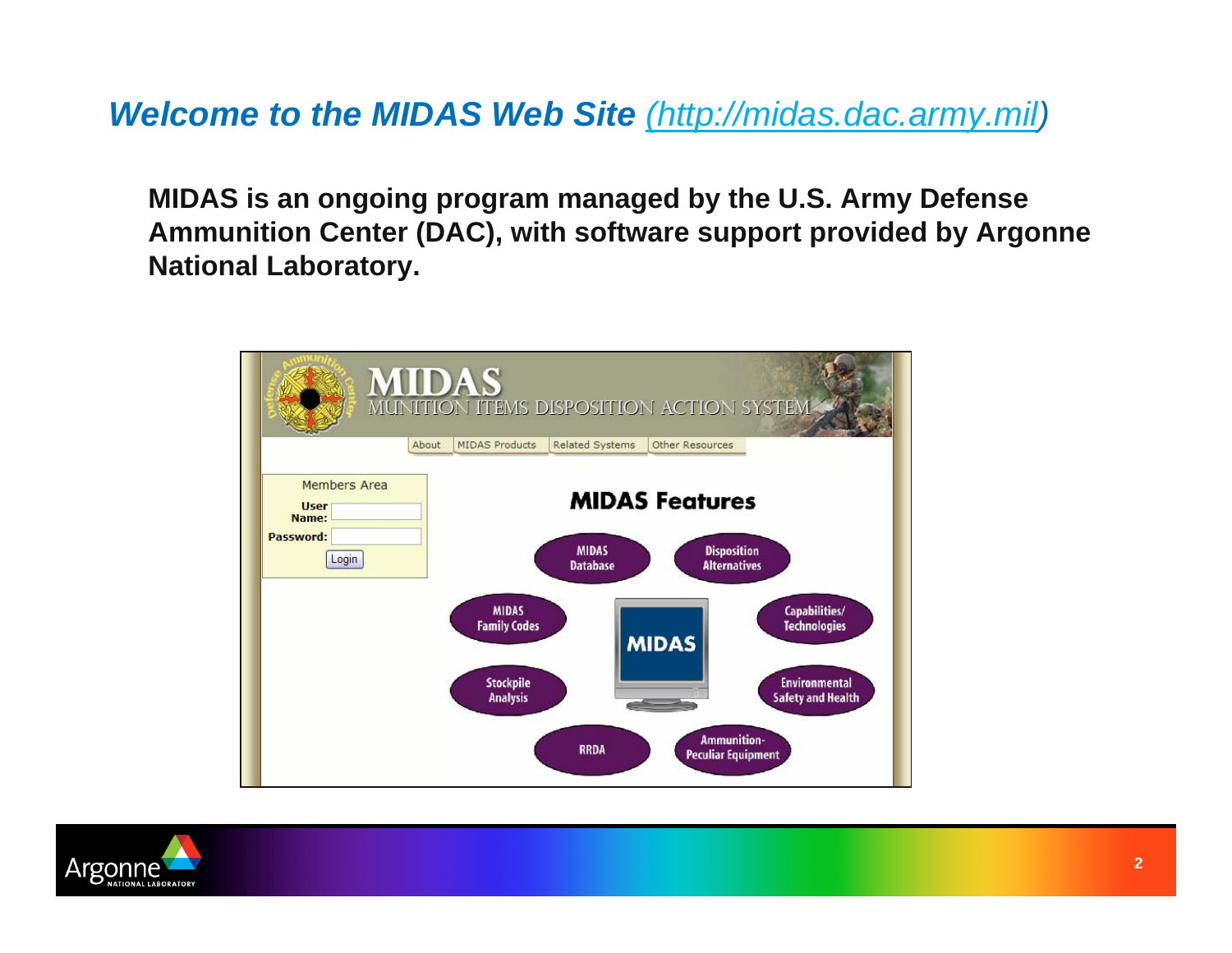# *Welcome to the MIDAS Web Site (http://midas.dac.army.mil)*

**MIDAS is an ongoing program managed by the U.S. Army Defense Ammunition Center (DAC), with software support provided by Argonne National Laboratory.**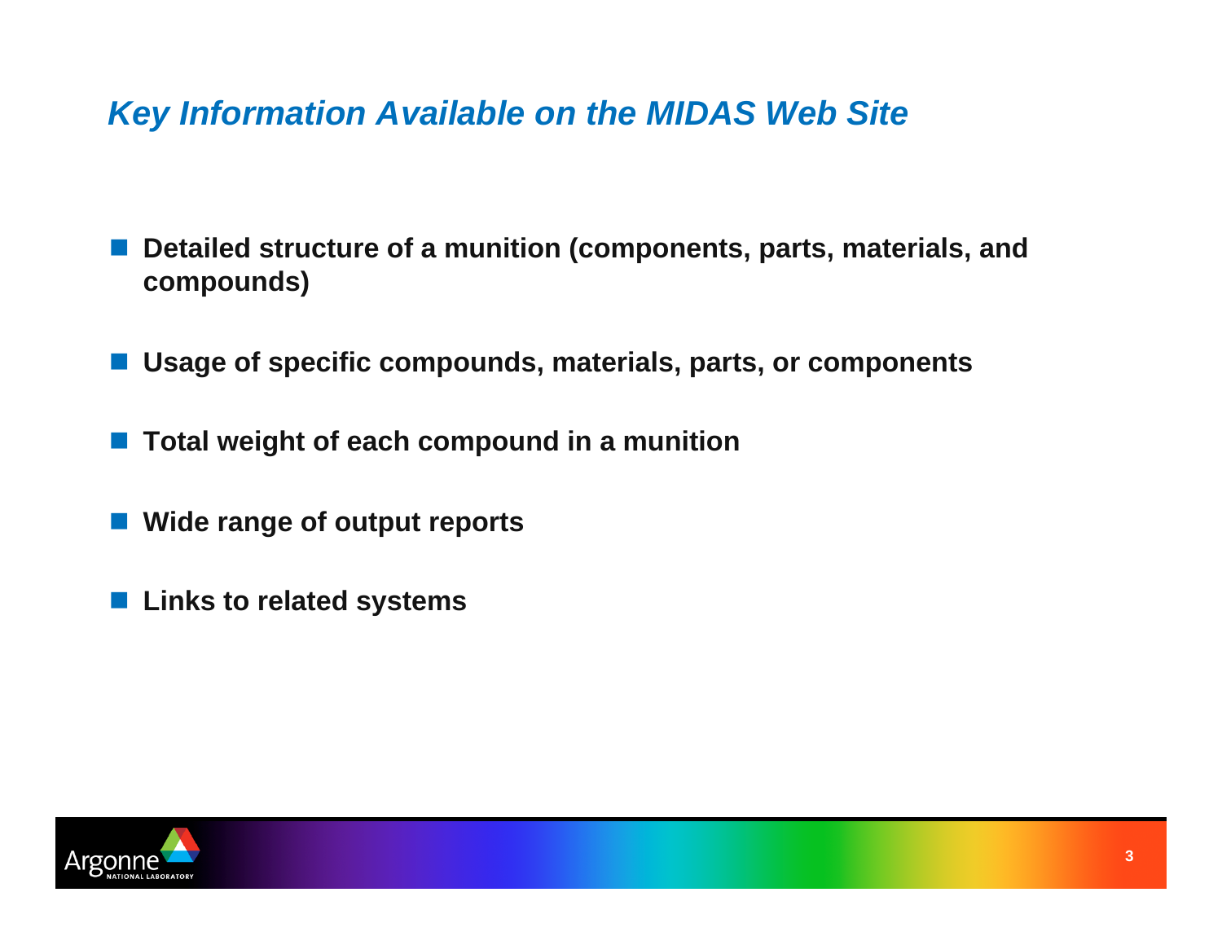## *Key Information Available on the MIDAS Web Site*

- **Detailed structure of a munition (components, parts, materials, and compounds)**
- **Usage of specific compounds, materials, parts, or components**
- **Total weight of each compound in a munition**
- **Wide range of output reports**
- **Links to related systems**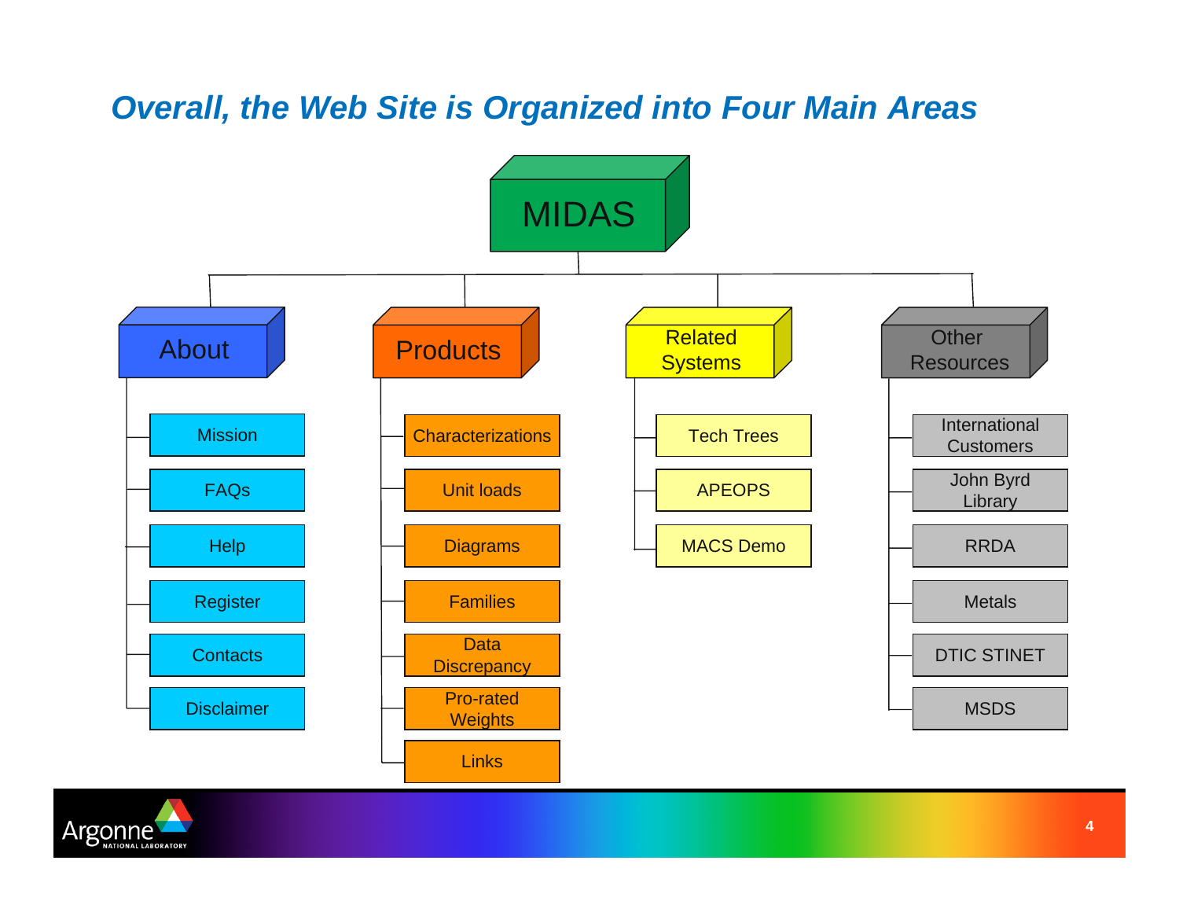# Overall, the Web Site is Organized into Four Main Areas

- **MIDAS**
  - **About**
    - Mission
    - FAQs
    - Help
    - Register
    - Contacts
    - Disclaimer
  - **Products**
    - Characterizations
    - Unit loads
    - Diagrams
    - Families
    - Data Discrepancy
    - Pro-rated Weights
    - Links
  - **Related Systems**
    - Tech Trees
    - APEOPS
    - MACS Demo
  - **Other Resources**
    - International Customers
    - John Byrd Library
    - RRDA
    - Metals
    - DTIC STINET
    - MSDS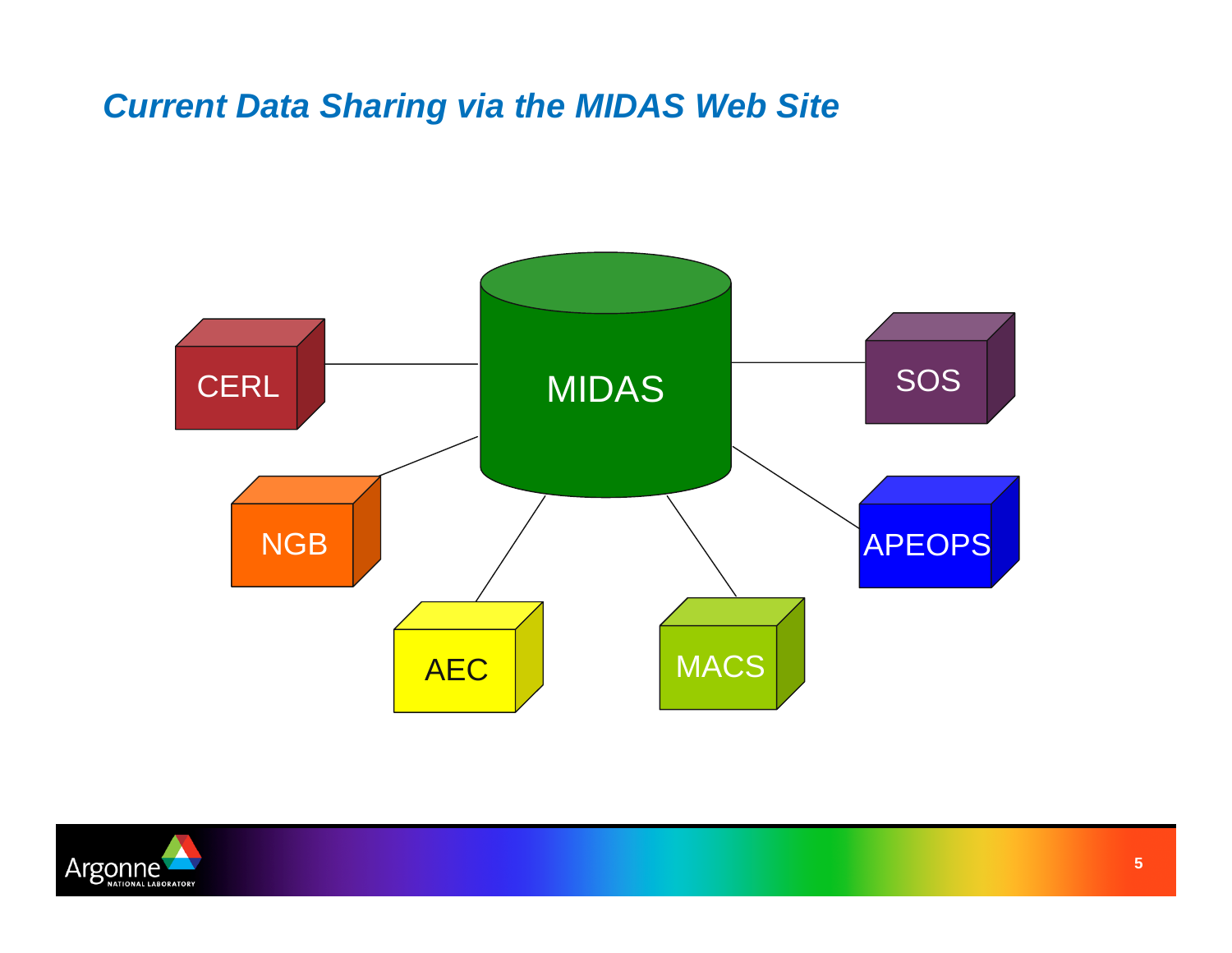# Current Data Sharing via the MIDAS Web Site

MIDAS

CERL

SOS

NGB

APEOPS

AEC

MACS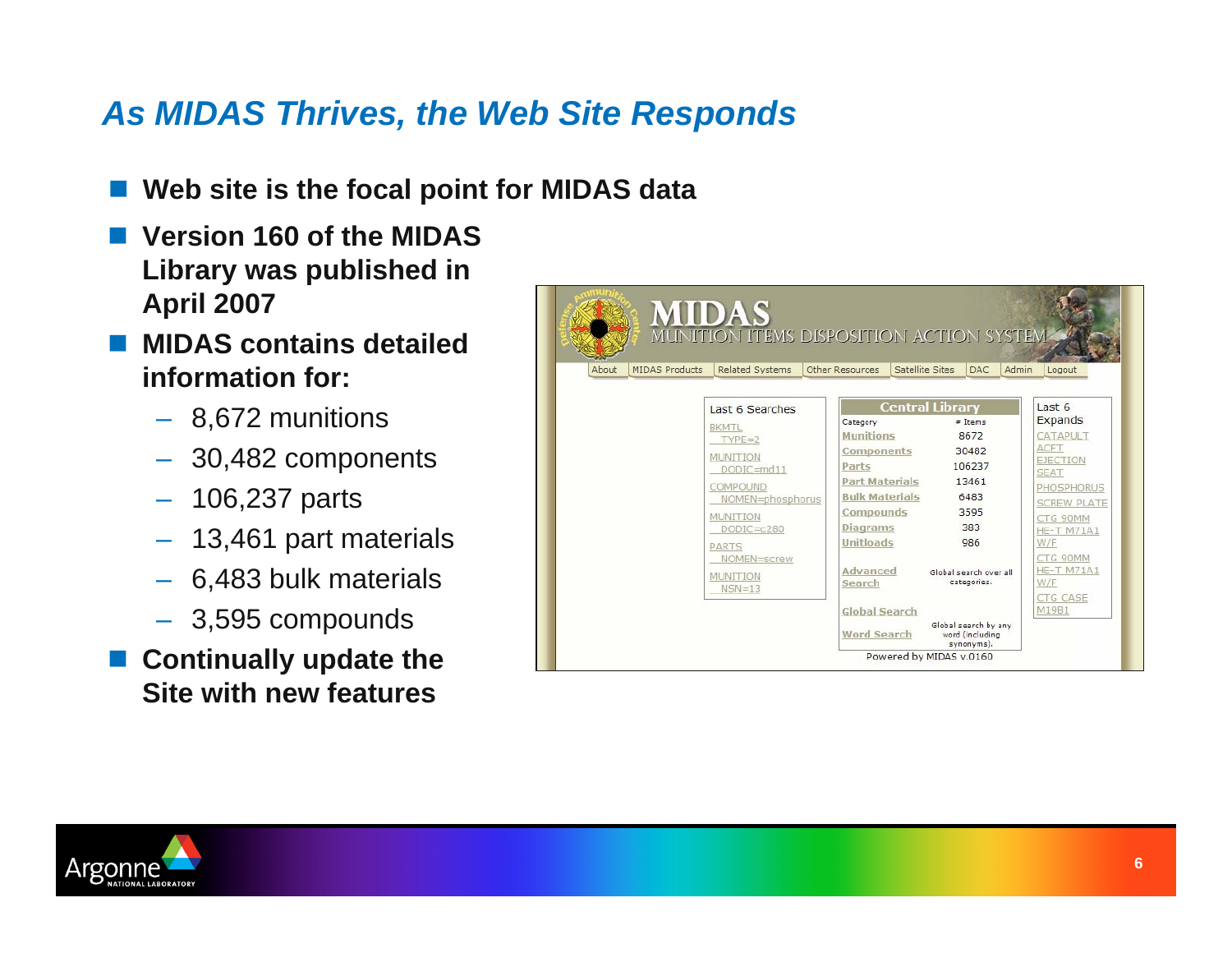## *As MIDAS Thrives, the Web Site Responds*

- **Web site is the focal point for MIDAS data**
- **Version 160 of the MIDAS Library was published in April 2007**
- **MIDAS contains detailed information for:**
  - 8,672 munitions
  - 30,482 components
  - 106,237 parts
  - 13,461 part materials
  - 6,483 bulk materials
  - 3,595 compounds
- **Continually update the Site with new features**

MIDAS
MUNITION ITEMS DISPOSITION ACTION SYSTEM

About | MIDAS Products | Related Systems | Other Resources | Satellite Sites | DAC | Admin | Logout

**Last 6 Searches**
- BKMTL TYPE=2
- MUNITION DODIC=md11
- COMPOUND NOMEN=phosphorus
- MUNITION DODIC=c280
- PARTS NOMEN=screw
- MUNITION NSN=13

**Central Library**

| Category | # Items |
|---|---|
| Munitions | 8672 |
| Components | 30482 |
| Parts | 106237 |
| Part Materials | 13461 |
| Bulk Materials | 6483 |
| Compounds | 3595 |
| Diagrams | 383 |
| Unitloads | 986 |

Advanced Search — Global search over all categories.

Global Search

Word Search — Global search by any word (including synonyms).

Powered by MIDAS v.0160

**Last 6 Expands**
- CATAPULT ACFT EJECTION SEAT
- PHOSPHORUS
- SCREW PLATE
- CTG 90MM HE-T M71A1 W/F
- CTG 90MM HE-T M71A1 W/F
- CTG CASE M19B1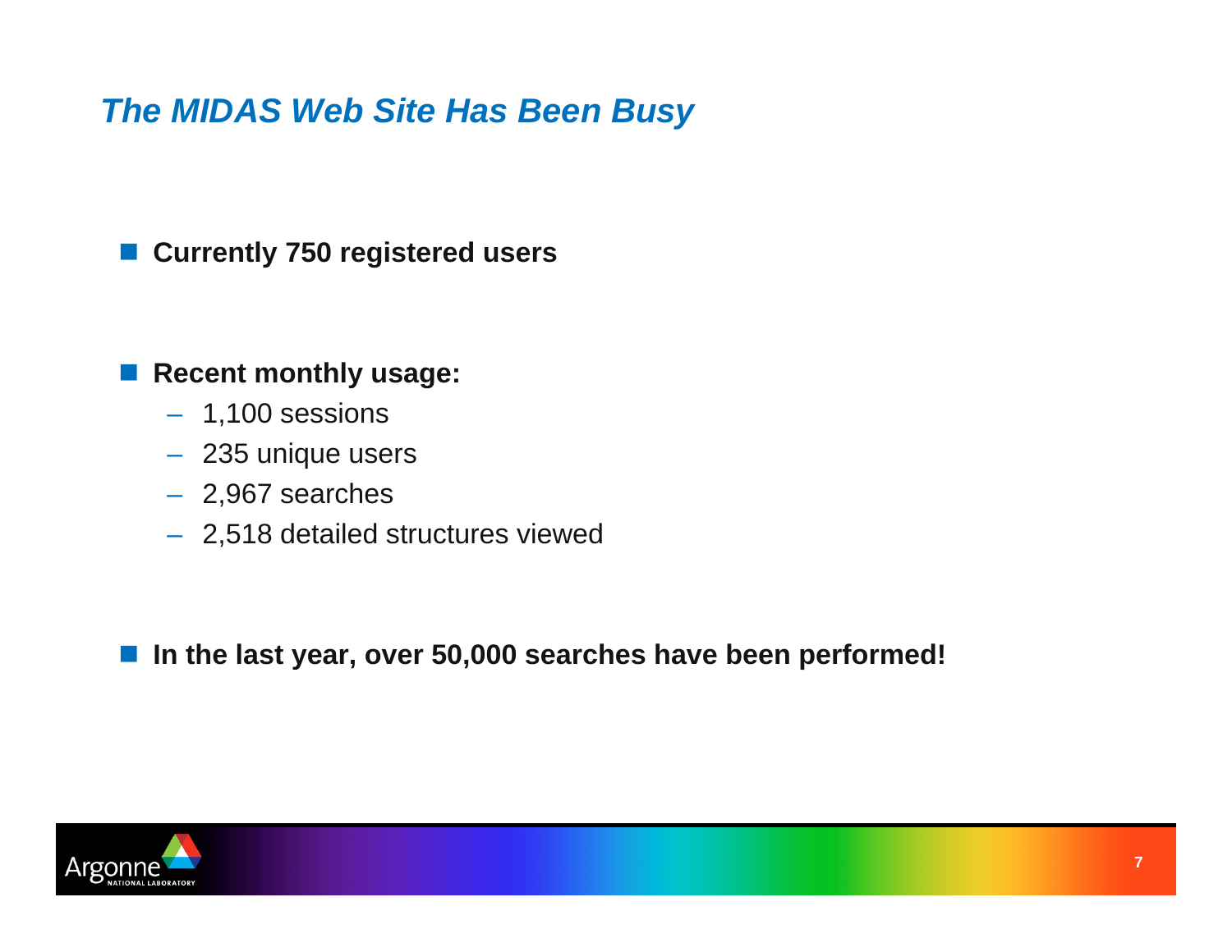## *The MIDAS Web Site Has Been Busy*

- **Currently 750 registered users**

- **Recent monthly usage:**
  - 1,100 sessions
  - 235 unique users
  - 2,967 searches
  - 2,518 detailed structures viewed

- **In the last year, over 50,000 searches have been performed!**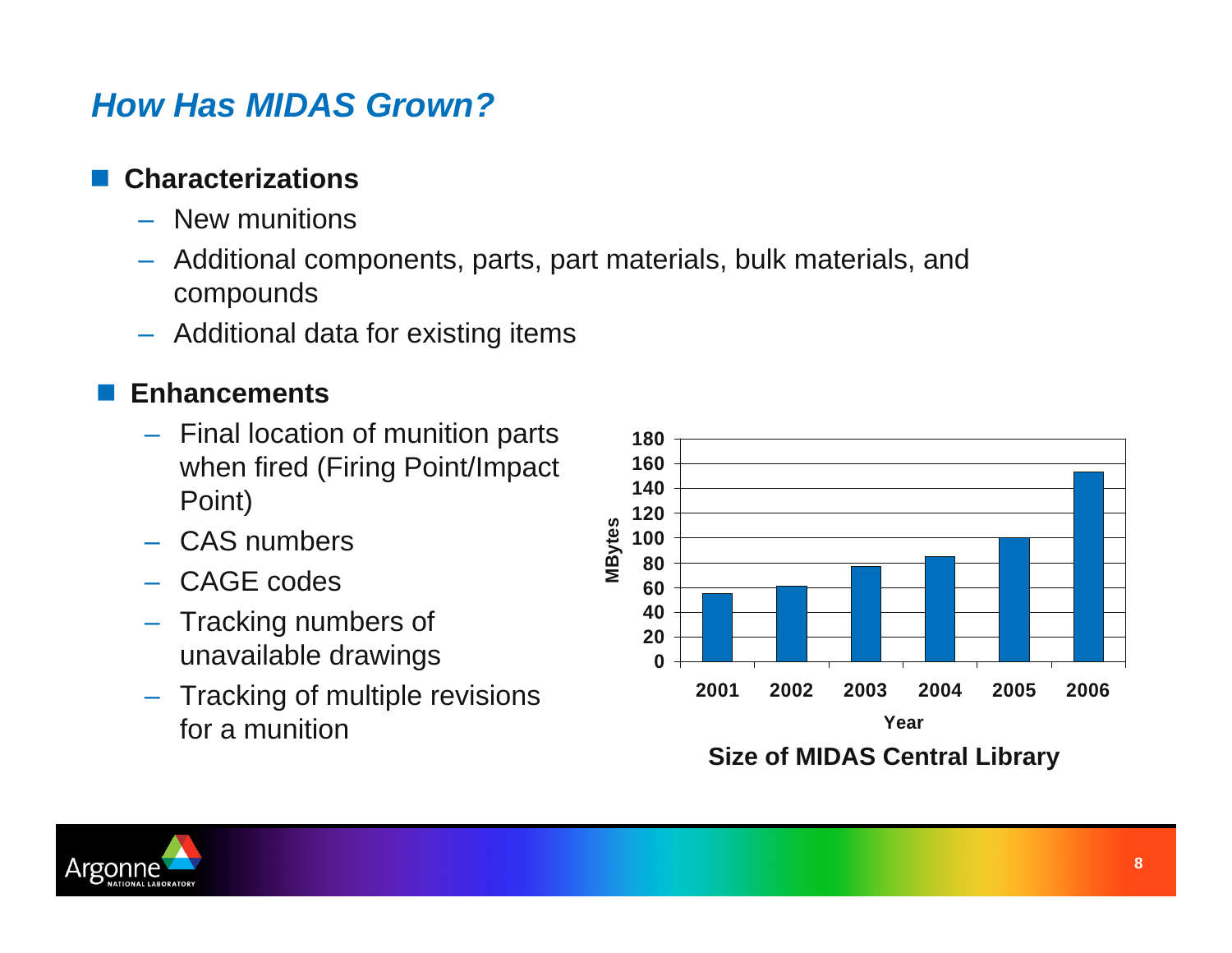## *How Has MIDAS Grown?*

- **Characterizations**
  - New munitions
  - Additional components, parts, part materials, bulk materials, and compounds
  - Additional data for existing items

- **Enhancements**
  - Final location of munition parts when fired (Firing Point/Impact Point)
  - CAS numbers
  - CAGE codes
  - Tracking numbers of unavailable drawings
  - Tracking of multiple revisions for a munition

**Size of MIDAS Central Library**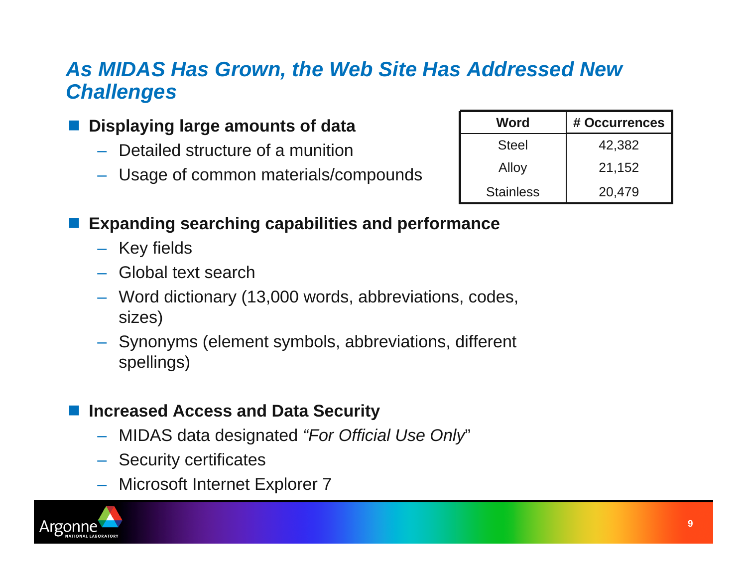## *As MIDAS Has Grown, the Web Site Has Addressed New Challenges*

- **Displaying large amounts of data**
  - Detailed structure of a munition
  - Usage of common materials/compounds

| Word | # Occurrences |
|---|---|
| Steel | 42,382 |
| Alloy | 21,152 |
| Stainless | 20,479 |

- **Expanding searching capabilities and performance**
  - Key fields
  - Global text search
  - Word dictionary (13,000 words, abbreviations, codes, sizes)
  - Synonyms (element symbols, abbreviations, different spellings)

- **Increased Access and Data Security**
  - MIDAS data designated *"For Official Use Only*"
  - Security certificates
  - Microsoft Internet Explorer 7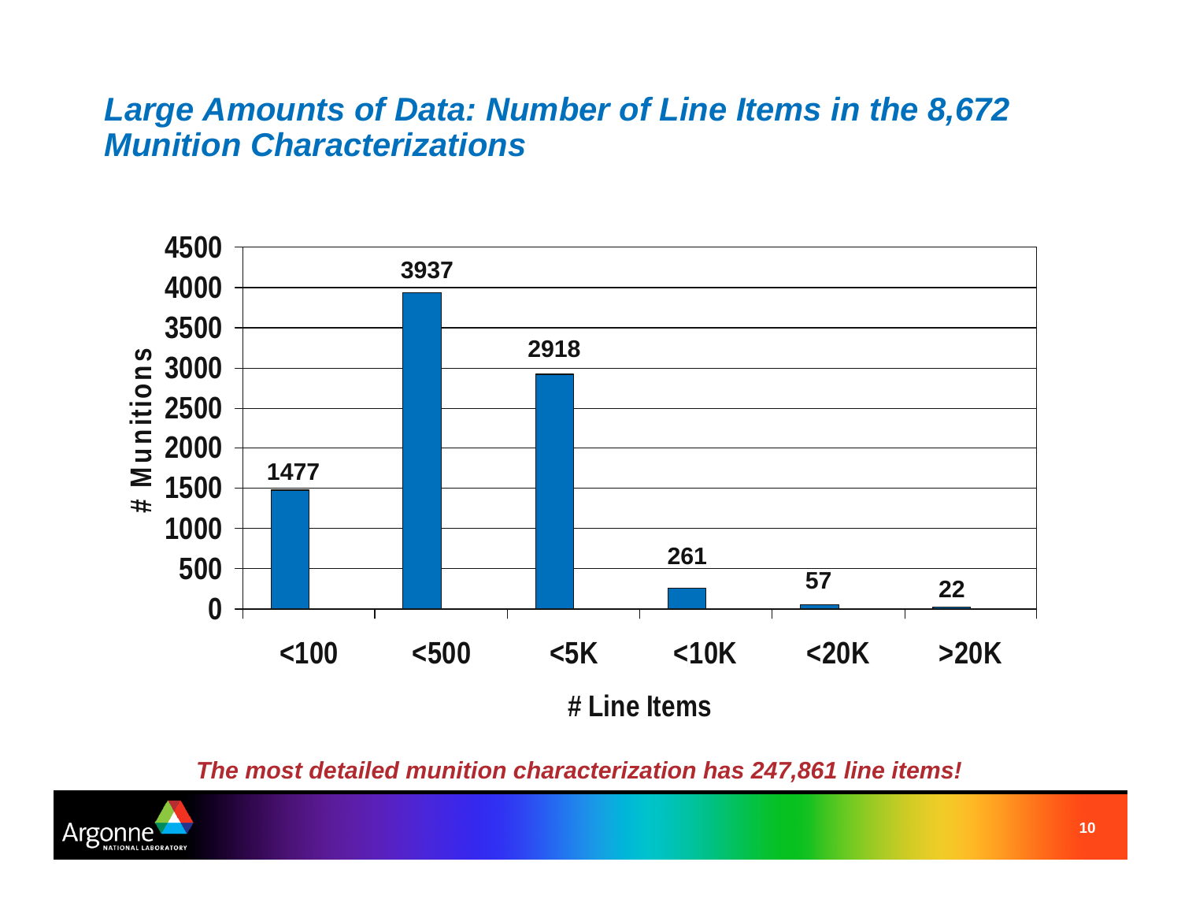## *Large Amounts of Data: Number of Line Items in the 8,672 Munition Characterizations*

| # Line Items | # Munitions |
|---|---|
| <100 | 1477 |
| <500 | 3937 |
| <5K | 2918 |
| <10K | 261 |
| <20K | 57 |
| >20K | 22 |

***The most detailed munition characterization has 247,861 line items!***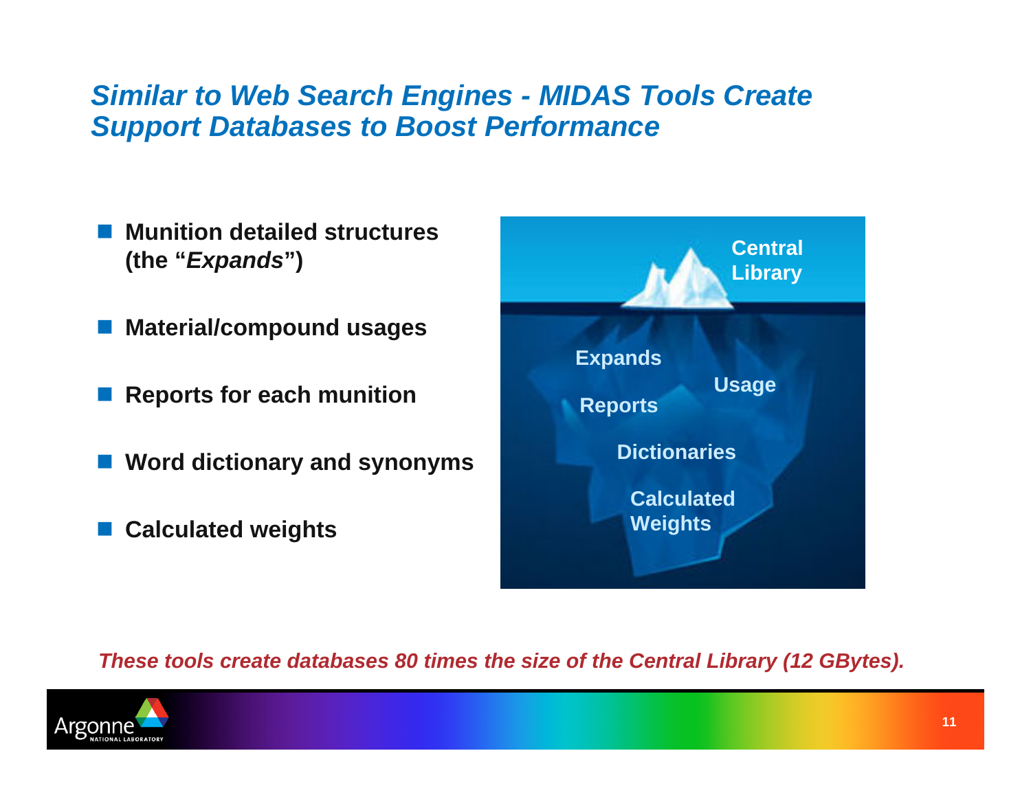## *Similar to Web Search Engines - MIDAS Tools Create Support Databases to Boost Performance*

- **Munition detailed structures (the "*Expands*")**
- **Material/compound usages**
- **Reports for each munition**
- **Word dictionary and synonyms**
- **Calculated weights**

**Central Library**

**Expands**

**Usage**

**Reports**

**Dictionaries**

**Calculated Weights**

***These tools create databases 80 times the size of the Central Library (12 GBytes).***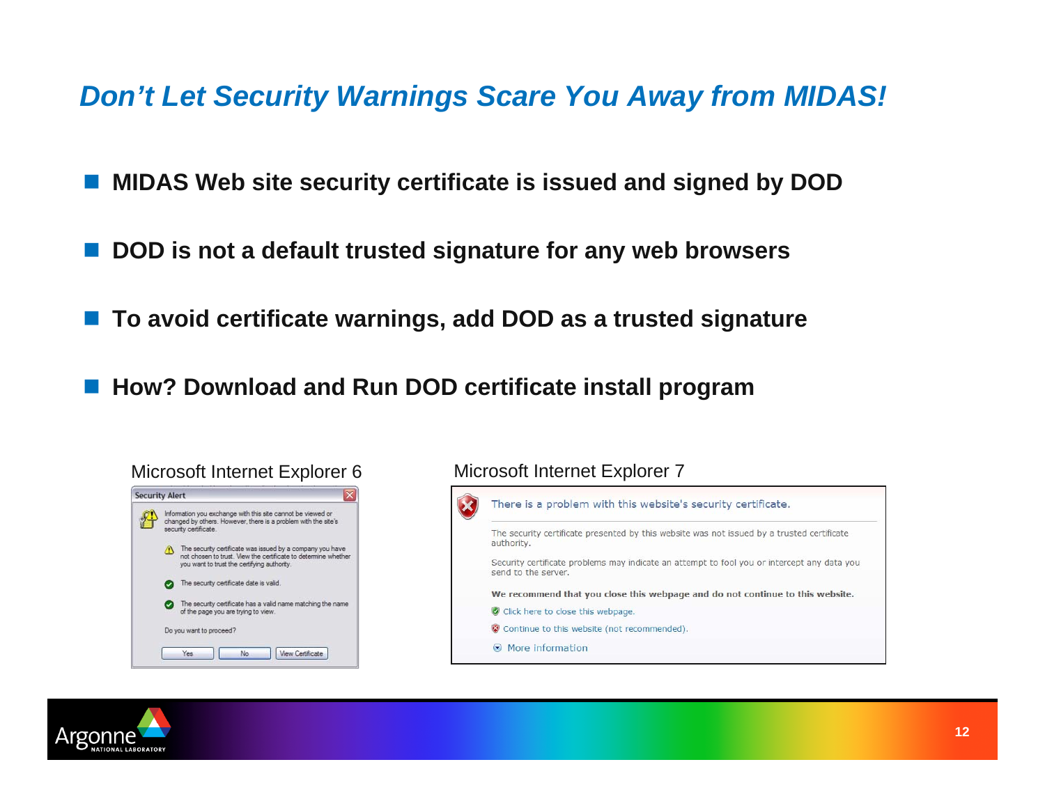## *Don't Let Security Warnings Scare You Away from MIDAS!*

- **MIDAS Web site security certificate is issued and signed by DOD**
- **DOD is not a default trusted signature for any web browsers**
- **To avoid certificate warnings, add DOD as a trusted signature**
- **How? Download and Run DOD certificate install program**

Microsoft Internet Explorer 6

Security Alert

Information you exchange with this site cannot be viewed or changed by others. However, there is a problem with the site's security certificate.

The security certificate was issued by a company you have not chosen to trust. View the certificate to determine whether you want to trust the certifying authority.

The security certificate date is valid.

The security certificate has a valid name matching the name of the page you are trying to view.

Do you want to proceed?

Yes | No | View Certificate

Microsoft Internet Explorer 7

There is a problem with this website's security certificate.

The security certificate presented by this website was not issued by a trusted certificate authority.

Security certificate problems may indicate an attempt to fool you or intercept any data you send to the server.

**We recommend that you close this webpage and do not continue to this website.**

Click here to close this webpage.

Continue to this website (not recommended).

More information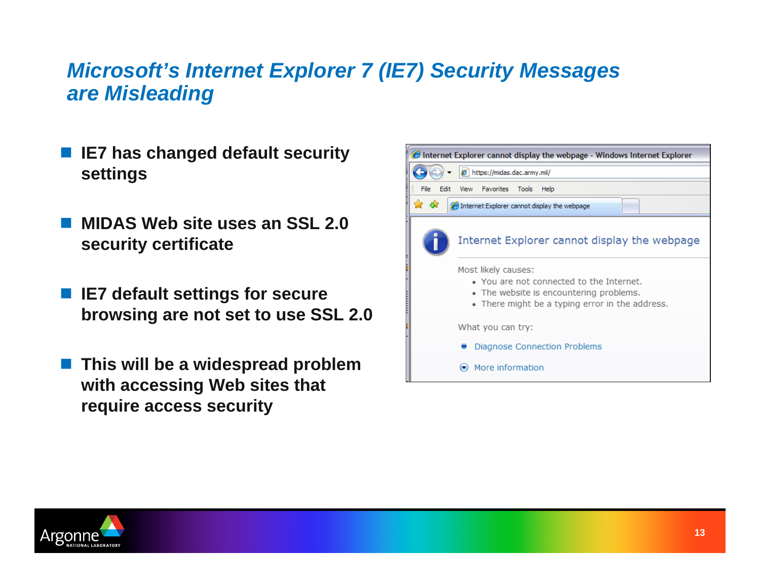# *Microsoft's Internet Explorer 7 (IE7) Security Messages are Misleading*

- **IE7 has changed default security settings**
- **MIDAS Web site uses an SSL 2.0 security certificate**
- **IE7 default settings for secure browsing are not set to use SSL 2.0**
- **This will be a widespread problem with accessing Web sites that require access security**

Internet Explorer cannot display the webpage - Windows Internet Explorer

https://midas.dac.army.mil/

File Edit View Favorites Tools Help

Internet Explorer cannot display the webpage

Internet Explorer cannot display the webpage

Most likely causes:

- You are not connected to the Internet.
- The website is encountering problems.
- There might be a typing error in the address.

What you can try:

- Diagnose Connection Problems
- More information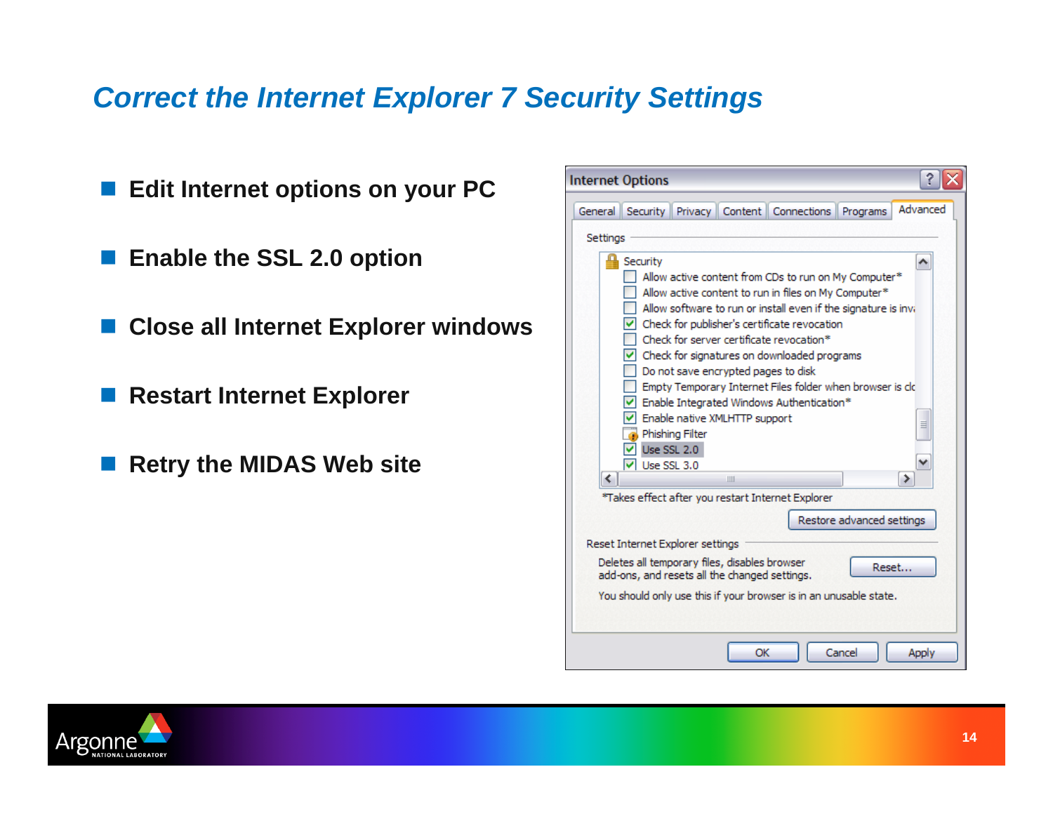# Correct the Internet Explorer 7 Security Settings

- Edit Internet options on your PC
- Enable the SSL 2.0 option
- Close all Internet Explorer windows
- Restart Internet Explorer
- Retry the MIDAS Web site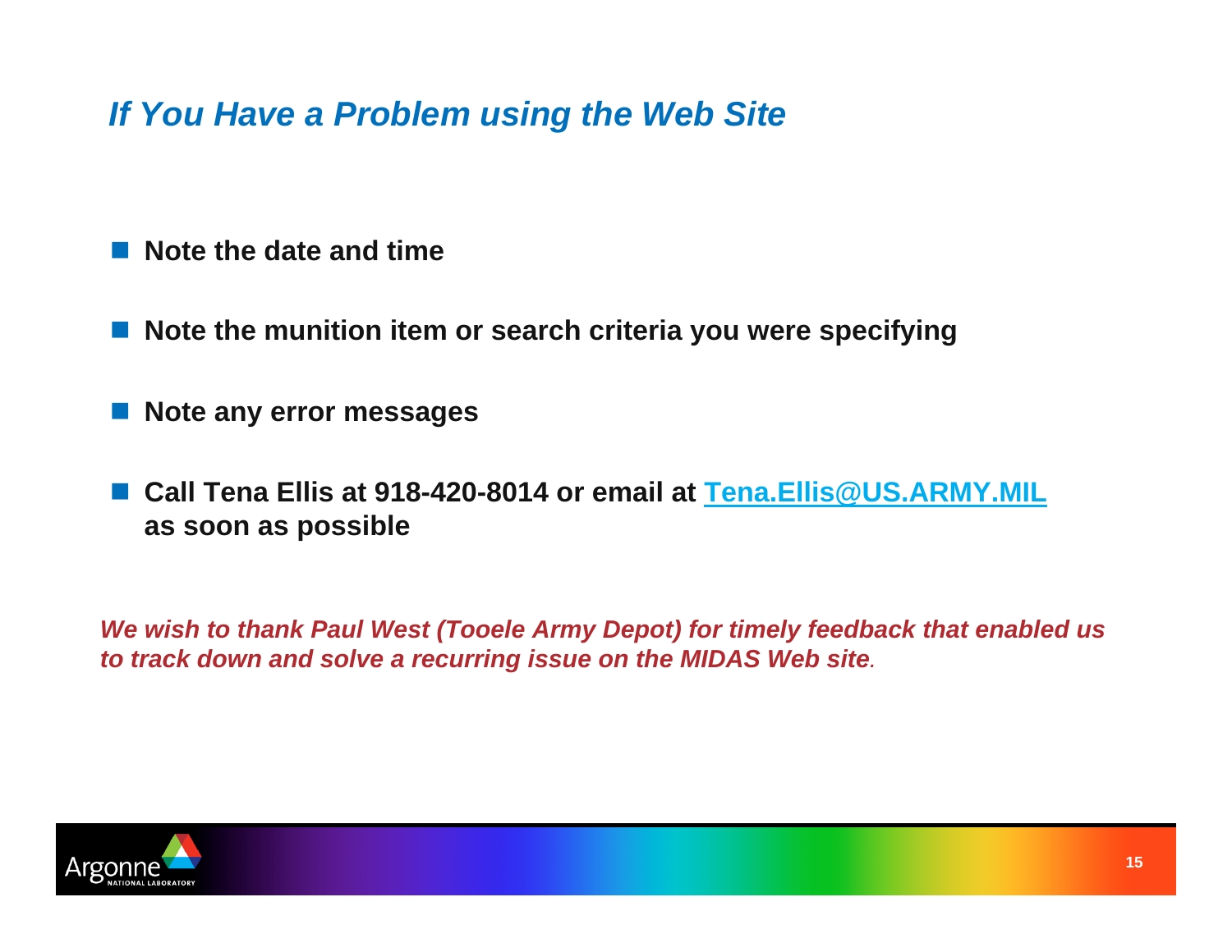## *If You Have a Problem using the Web Site*

- **Note the date and time**
- **Note the munition item or search criteria you were specifying**
- **Note any error messages**
- **Call Tena Ellis at 918-420-8014 or email at Tena.Ellis@US.ARMY.MIL as soon as possible**

***We wish to thank Paul West (Tooele Army Depot) for timely feedback that enabled us to track down and solve a recurring issue on the MIDAS Web site.***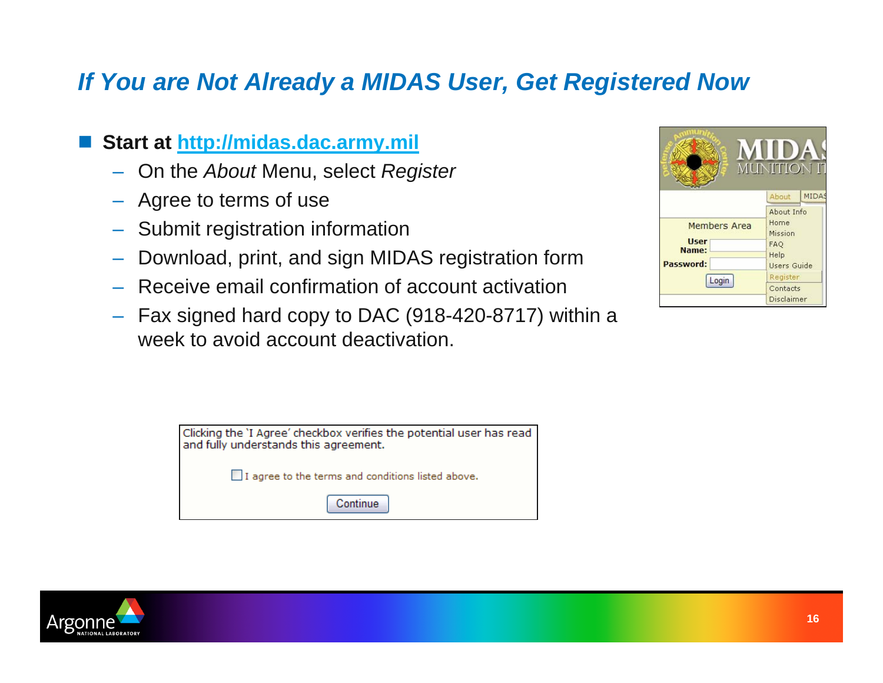## *If You are Not Already a MIDAS User, Get Registered Now*

- **Start at [http://midas.dac.army.mil](http://midas.dac.army.mil)**
  - On the *About* Menu, select *Register*
  - Agree to terms of use
  - Submit registration information
  - Download, print, and sign MIDAS registration form
  - Receive email confirmation of account activation
  - Fax signed hard copy to DAC (918-420-8717) within a week to avoid account deactivation.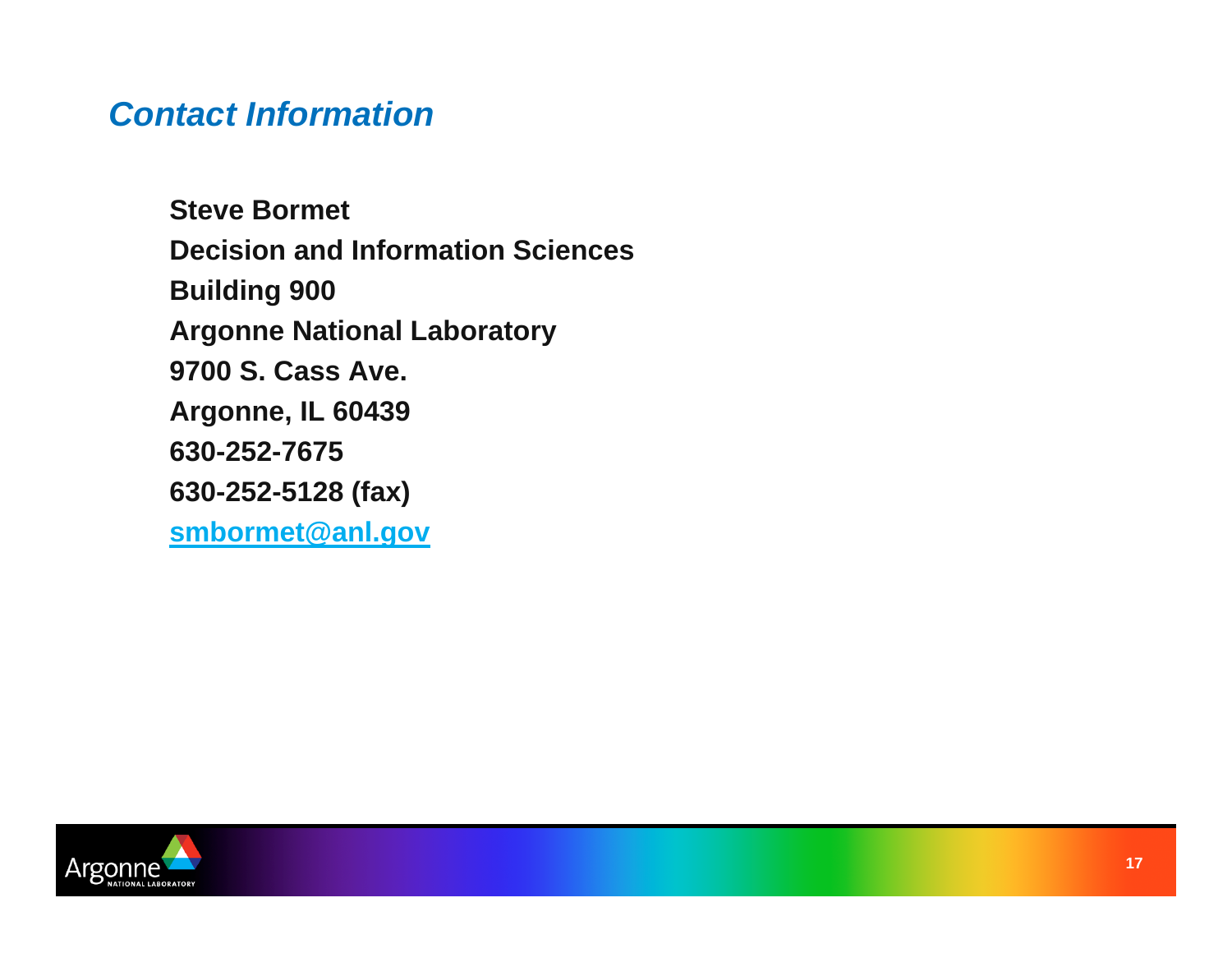## *Contact Information*

**Steve Bormet**

**Decision and Information Sciences**

**Building 900**

**Argonne National Laboratory**

**9700 S. Cass Ave.**

**Argonne, IL 60439**

**630-252-7675**

**630-252-5128 (fax)**

**smbormet@anl.gov**